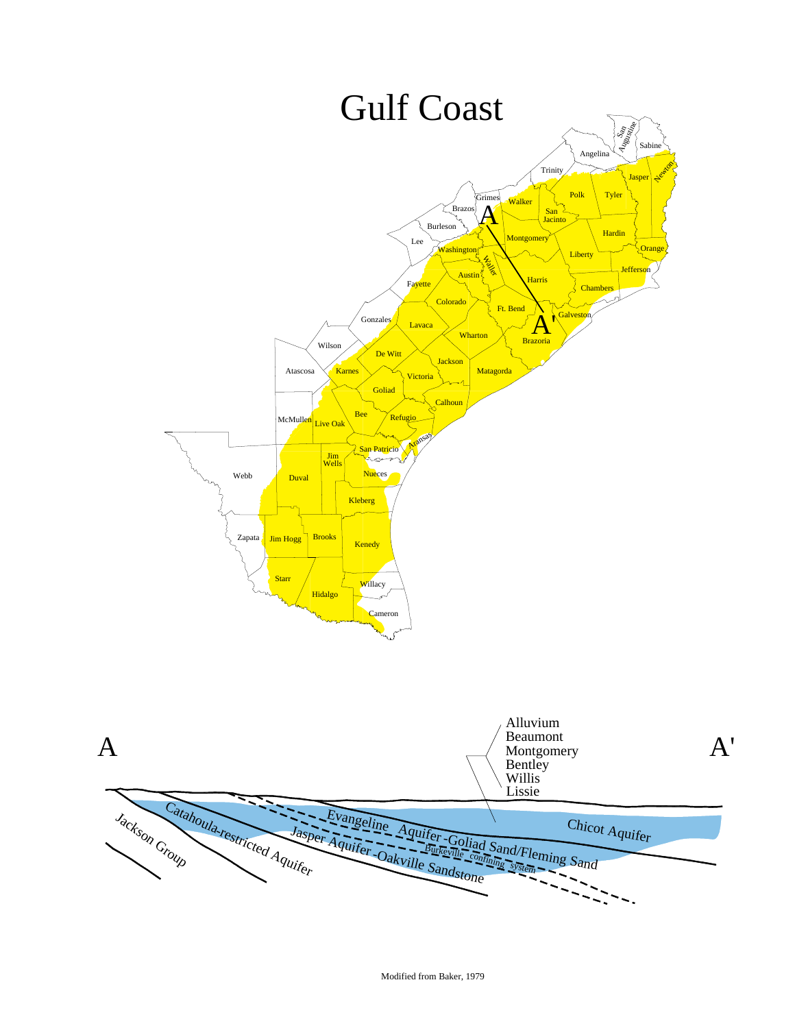# Gulf Coast

Modified from Baker, 1979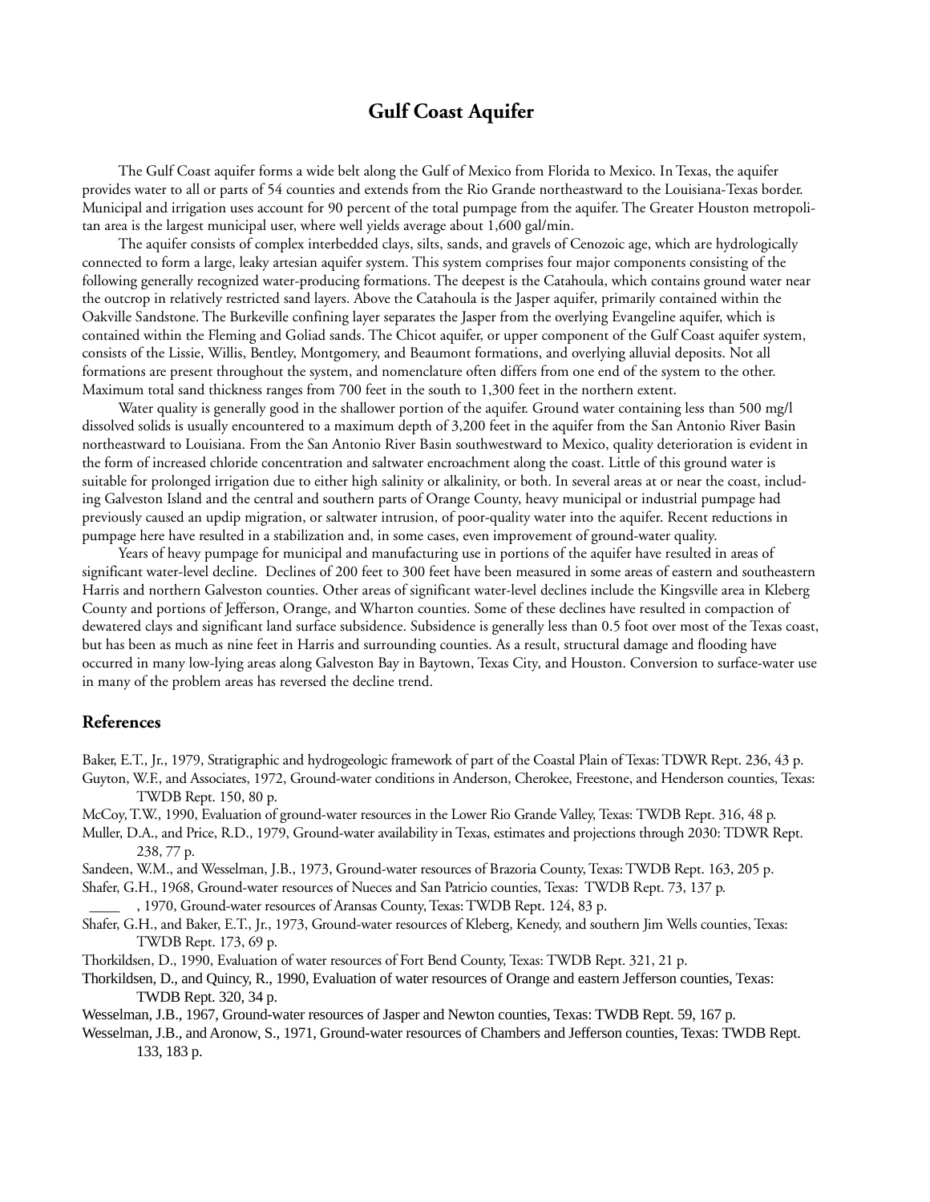# Gulf Coast Aquifer

The Gulf Coast aquifer forms a wide belt along the Gulf of Mexico from Florida to Mexico. In Texas, the aquifer provides water to all or parts of 54 counties and extends from the Rio Grande northeastward to the Louisiana-Texas border. Municipal and irrigation uses account for 90 percent of the total pumpage from the aquifer. The Greater Houston metropolitan area is the largest municipal user, where well yields average about 1,600 gal/min.

The aquifer consists of complex interbedded clays, silts, sands, and gravels of Cenozoic age, which are hydrologically connected to form a large, leaky artesian aquifer system. This system comprises four major components consisting of the following generally recognized water-producing formations. The deepest is the Catahoula, which contains ground water near the outcrop in relatively restricted sand layers. Above the Catahoula is the Jasper aquifer, primarily contained within the Oakville Sandstone. The Burkeville confining layer separates the Jasper from the overlying Evangeline aquifer, which is contained within the Fleming and Goliad sands. The Chicot aquifer, or upper component of the Gulf Coast aquifer system, consists of the Lissie, Willis, Bentley, Montgomery, and Beaumont formations, and overlying alluvial deposits. Not all formations are present throughout the system, and nomenclature often differs from one end of the system to the other. Maximum total sand thickness ranges from 700 feet in the south to 1,300 feet in the northern extent.

Water quality is generally good in the shallower portion of the aquifer. Ground water containing less than 500 mg/l dissolved solids is usually encountered to a maximum depth of 3,200 feet in the aquifer from the San Antonio River Basin northeastward to Louisiana. From the San Antonio River Basin southwestward to Mexico, quality deterioration is evident in the form of increased chloride concentration and saltwater encroachment along the coast. Little of this ground water is suitable for prolonged irrigation due to either high salinity or alkalinity, or both. In several areas at or near the coast, including Galveston Island and the central and southern parts of Orange County, heavy municipal or industrial pumpage had previously caused an updip migration, or saltwater intrusion, of poor-quality water into the aquifer. Recent reductions in pumpage here have resulted in a stabilization and, in some cases, even improvement of ground-water quality.

Years of heavy pumpage for municipal and manufacturing use in portions of the aquifer have resulted in areas of significant water-level decline. Declines of 200 feet to 300 feet have been measured in some areas of eastern and southeastern Harris and northern Galveston counties. Other areas of significant water-level declines include the Kingsville area in Kleberg County and portions of Jefferson, Orange, and Wharton counties. Some of these declines have resulted in compaction of dewatered clays and significant land surface subsidence. Subsidence is generally less than 0.5 foot over most of the Texas coast, but has been as much as nine feet in Harris and surrounding counties. As a result, structural damage and flooding have occurred in many low-lying areas along Galveston Bay in Baytown, Texas City, and Houston. Conversion to surface-water use in many of the problem areas has reversed the decline trend.

## References

Baker, E.T., Jr., 1979, Stratigraphic and hydrogeologic framework of part of the Coastal Plain of Texas: TDWR Rept. 236, 43 p.

Guyton, W.F., and Associates, 1972, Ground-water conditions in Anderson, Cherokee, Freestone, and Henderson counties, Texas: TWDB Rept. 150, 80 p.

McCoy, T.W., 1990, Evaluation of ground-water resources in the Lower Rio Grande Valley, Texas: TWDB Rept. 316, 48 p.

Muller, D.A., and Price, R.D., 1979, Ground-water availability in Texas, estimates and projections through 2030: TDWR Rept. 238, 77 p.

Sandeen, W.M., and Wesselman, J.B., 1973, Ground-water resources of Brazoria County, Texas: TWDB Rept. 163, 205 p.

Shafer, G.H., 1968, Ground-water resources of Nueces and San Patricio counties, Texas: TWDB Rept. 73, 137 p.

____, 1970, Ground-water resources of Aransas County, Texas: TWDB Rept. 124, 83 p.

Shafer, G.H., and Baker, E.T., Jr., 1973, Ground-water resources of Kleberg, Kenedy, and southern Jim Wells counties, Texas: TWDB Rept. 173, 69 p.

Thorkildsen, D., 1990, Evaluation of water resources of Fort Bend County, Texas: TWDB Rept. 321, 21 p.

Thorkildsen, D., and Quincy, R., 1990, Evaluation of water resources of Orange and eastern Jefferson counties, Texas: TWDB Rept. 320, 34 p.

Wesselman, J.B., 1967, Ground-water resources of Jasper and Newton counties, Texas: TWDB Rept. 59, 167 p.

Wesselman, J.B., and Aronow, S., 1971, Ground-water resources of Chambers and Jefferson counties, Texas: TWDB Rept. 133, 183 p.